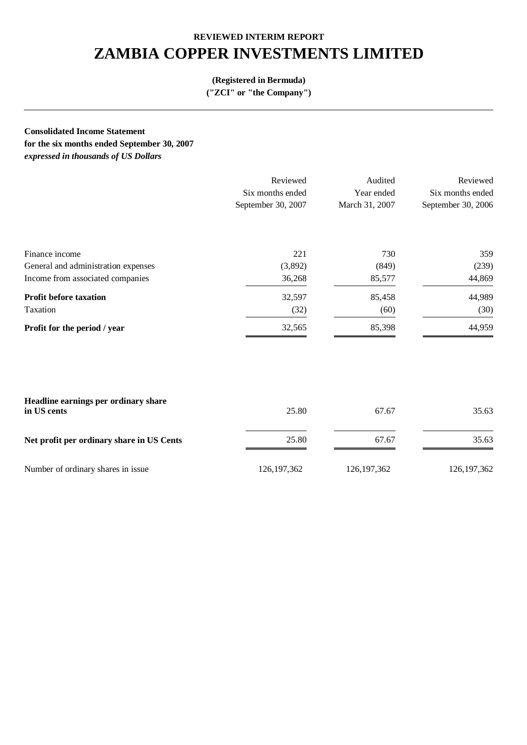**REVIEWED INTERIM REPORT**

# ZAMBIA COPPER INVESTMENTS LIMITED

**(Registered in Bermuda)**
**("ZCI" or "the Company")**

---

**Consolidated Income Statement**
**for the six months ended September 30, 2007**
***expressed in thousands of US Dollars***

| | Reviewed Six months ended September 30, 2007 | Audited Year ended March 31, 2007 | Reviewed Six months ended September 30, 2006 |
|---|---|---|---|
| Finance income | 221 | 730 | 359 |
| General and administration expenses | (3,892) | (849) | (239) |
| Income from associated companies | 36,268 | 85,577 | 44,869 |
| **Profit before taxation** | 32,597 | 85,458 | 44,989 |
| Taxation | (32) | (60) | (30) |
| **Profit for the period / year** | 32,565 | 85,398 | 44,959 |
| | | | |
| **Headline earnings per ordinary share in US cents** | 25.80 | 67.67 | 35.63 |
| **Net profit per ordinary share in US Cents** | 25.80 | 67.67 | 35.63 |
| Number of ordinary shares in issue | 126,197,362 | 126,197,362 | 126,197,362 |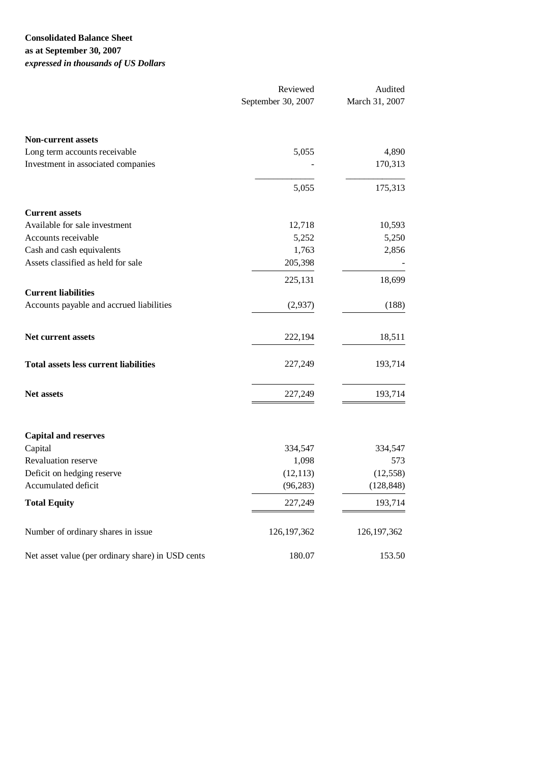**Consolidated Balance Sheet**
**as at September 30, 2007**
***expressed in thousands of US Dollars***

| | Reviewed September 30, 2007 | Audited March 31, 2007 |
|---|---|---|
| **Non-current assets** | | |
| Long term accounts receivable | 5,055 | 4,890 |
| Investment in associated companies | - | 170,313 |
| | 5,055 | 175,313 |
| **Current assets** | | |
| Available for sale investment | 12,718 | 10,593 |
| Accounts receivable | 5,252 | 5,250 |
| Cash and cash equivalents | 1,763 | 2,856 |
| Assets classified as held for sale | 205,398 | - |
| | 225,131 | 18,699 |
| **Current liabilities** | | |
| Accounts payable and accrued liabilities | (2,937) | (188) |
| **Net current assets** | 222,194 | 18,511 |
| **Total assets less current liabilities** | 227,249 | 193,714 |
| **Net assets** | 227,249 | 193,714 |
| **Capital and reserves** | | |
| Capital | 334,547 | 334,547 |
| Revaluation reserve | 1,098 | 573 |
| Deficit on hedging reserve | (12,113) | (12,558) |
| Accumulated deficit | (96,283) | (128,848) |
| **Total Equity** | 227,249 | 193,714 |
| Number of ordinary shares in issue | 126,197,362 | 126,197,362 |
| Net asset value (per ordinary share) in USD cents | 180.07 | 153.50 |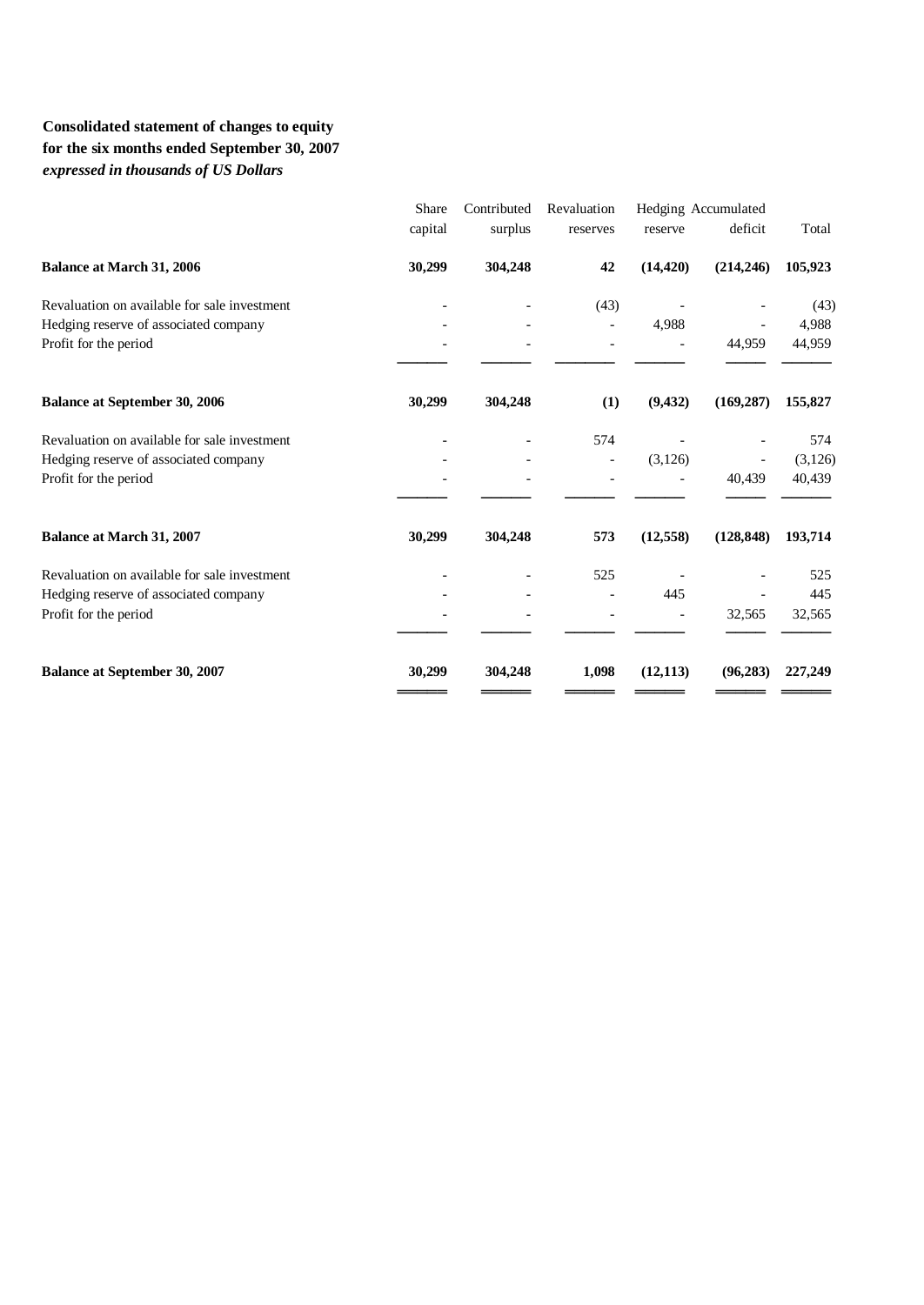**Consolidated statement of changes to equity**
**for the six months ended September 30, 2007**
***expressed in thousands of US Dollars***

| | Share capital | Contributed surplus | Revaluation reserves | Hedging reserve | Accumulated deficit | Total |
|---|---|---|---|---|---|---|
| **Balance at March 31, 2006** | **30,299** | **304,248** | **42** | **(14,420)** | **(214,246)** | **105,923** |
| Revaluation on available for sale investment | - | - | (43) | - | - | (43) |
| Hedging reserve of associated company | - | - | - | 4,988 | - | 4,988 |
| Profit for the period | - | - | - | - | 44,959 | 44,959 |
| **Balance at September 30, 2006** | **30,299** | **304,248** | **(1)** | **(9,432)** | **(169,287)** | **155,827** |
| Revaluation on available for sale investment | - | - | 574 | - | - | 574 |
| Hedging reserve of associated company | - | - | - | (3,126) | - | (3,126) |
| Profit for the period | - | - | - | - | 40,439 | 40,439 |
| **Balance at March 31, 2007** | **30,299** | **304,248** | **573** | **(12,558)** | **(128,848)** | **193,714** |
| Revaluation on available for sale investment | - | - | 525 | - | - | 525 |
| Hedging reserve of associated company | - | - | - | 445 | - | 445 |
| Profit for the period | - | - | - | - | 32,565 | 32,565 |
| **Balance at September 30, 2007** | **30,299** | **304,248** | **1,098** | **(12,113)** | **(96,283)** | **227,249** |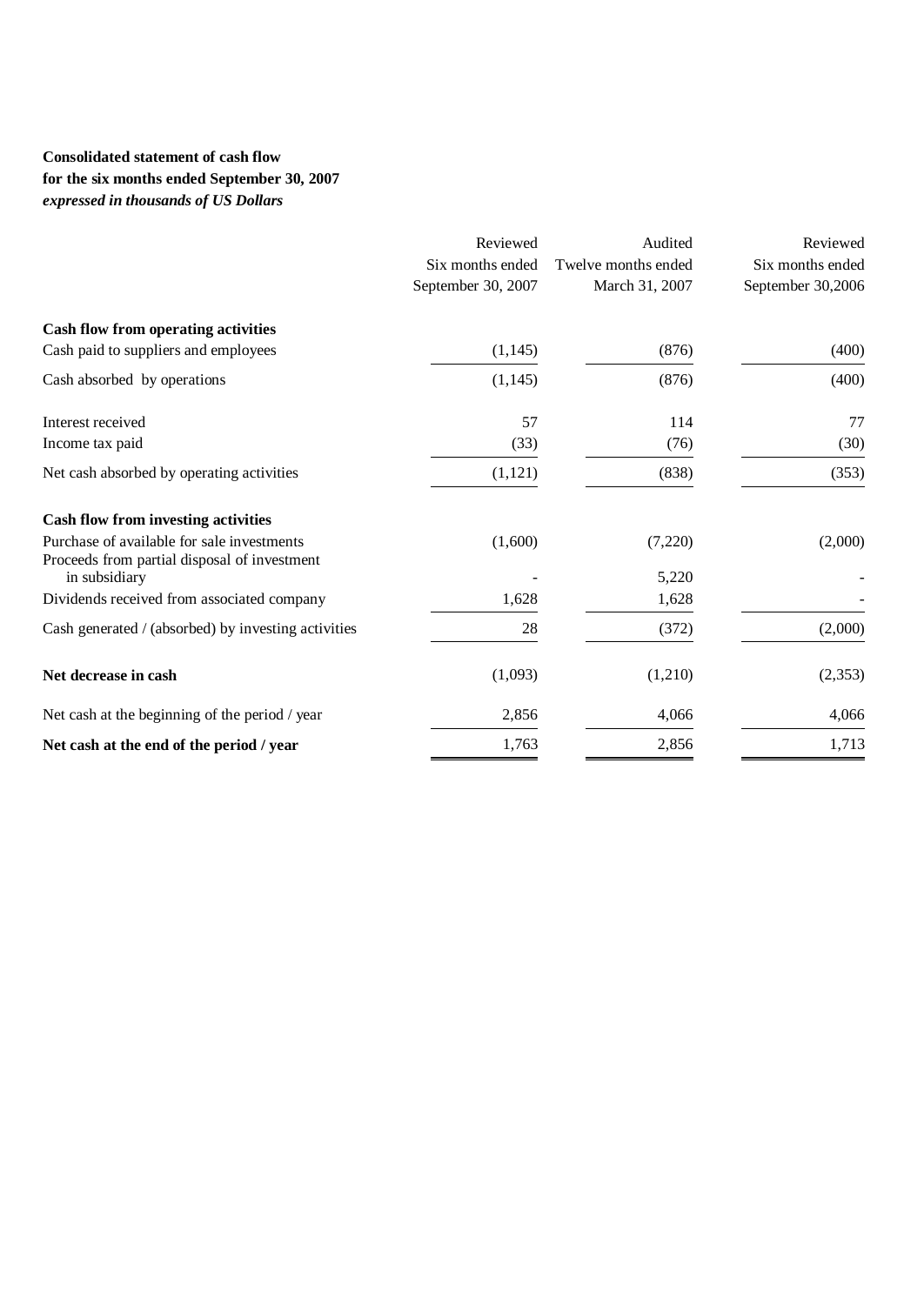**Consolidated statement of cash flow**
**for the six months ended September 30, 2007**
***expressed in thousands of US Dollars***

| | Reviewed<br>Six months ended<br>September 30, 2007 | Audited<br>Twelve months ended<br>March 31, 2007 | Reviewed<br>Six months ended<br>September 30,2006 |
|---|---|---|---|
| **Cash flow from operating activities** | | | |
| Cash paid to suppliers and employees | (1,145) | (876) | (400) |
| Cash absorbed by operations | (1,145) | (876) | (400) |
| Interest received | 57 | 114 | 77 |
| Income tax paid | (33) | (76) | (30) |
| Net cash absorbed by operating activities | (1,121) | (838) | (353) |
| **Cash flow from investing activities** | | | |
| Purchase of available for sale investments | (1,600) | (7,220) | (2,000) |
| Proceeds from partial disposal of investment in subsidiary | - | 5,220 | - |
| Dividends received from associated company | 1,628 | 1,628 | - |
| Cash generated / (absorbed) by investing activities | 28 | (372) | (2,000) |
| **Net decrease in cash** | (1,093) | (1,210) | (2,353) |
| Net cash at the beginning of the period / year | 2,856 | 4,066 | 4,066 |
| **Net cash at the end of the period / year** | 1,763 | 2,856 | 1,713 |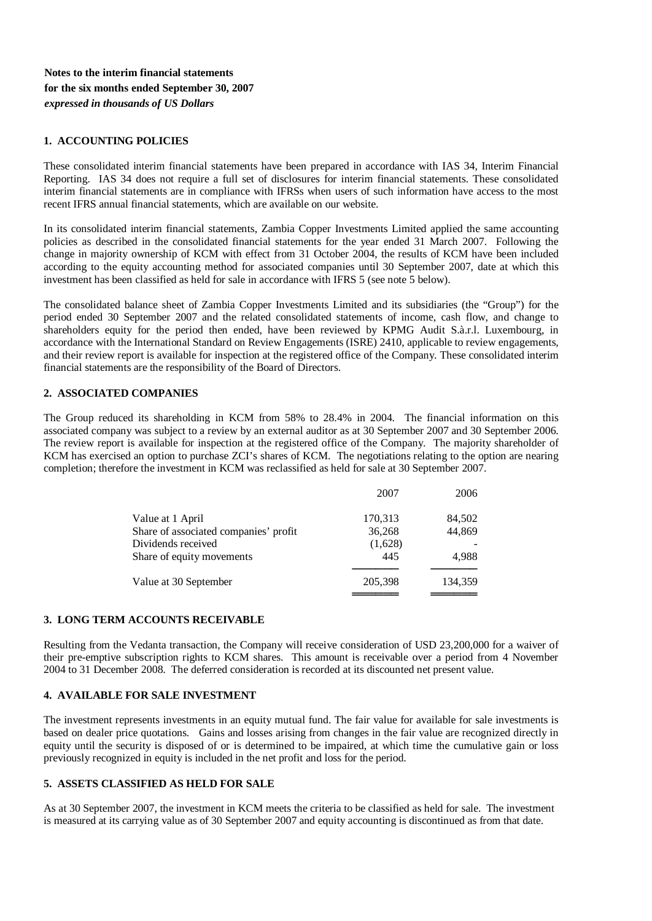**Notes to the interim financial statements**
**for the six months ended September 30, 2007**
***expressed in thousands of US Dollars***

### 1. ACCOUNTING POLICIES

These consolidated interim financial statements have been prepared in accordance with IAS 34, Interim Financial Reporting. IAS 34 does not require a full set of disclosures for interim financial statements. These consolidated interim financial statements are in compliance with IFRSs when users of such information have access to the most recent IFRS annual financial statements, which are available on our website.

In its consolidated interim financial statements, Zambia Copper Investments Limited applied the same accounting policies as described in the consolidated financial statements for the year ended 31 March 2007. Following the change in majority ownership of KCM with effect from 31 October 2004, the results of KCM have been included according to the equity accounting method for associated companies until 30 September 2007, date at which this investment has been classified as held for sale in accordance with IFRS 5 (see note 5 below).

The consolidated balance sheet of Zambia Copper Investments Limited and its subsidiaries (the "Group") for the period ended 30 September 2007 and the related consolidated statements of income, cash flow, and change to shareholders equity for the period then ended, have been reviewed by KPMG Audit S.à.r.l. Luxembourg, in accordance with the International Standard on Review Engagements (ISRE) 2410, applicable to review engagements, and their review report is available for inspection at the registered office of the Company. These consolidated interim financial statements are the responsibility of the Board of Directors.

### 2. ASSOCIATED COMPANIES

The Group reduced its shareholding in KCM from 58% to 28.4% in 2004. The financial information on this associated company was subject to a review by an external auditor as at 30 September 2007 and 30 September 2006. The review report is available for inspection at the registered office of the Company. The majority shareholder of KCM has exercised an option to purchase ZCI's shares of KCM. The negotiations relating to the option are nearing completion; therefore the investment in KCM was reclassified as held for sale at 30 September 2007.

| | 2007 | 2006 |
|---|---|---|
| Value at 1 April | 170,313 | 84,502 |
| Share of associated companies' profit | 36,268 | 44,869 |
| Dividends received | (1,628) | - |
| Share of equity movements | 445 | 4,988 |
| Value at 30 September | 205,398 | 134,359 |

### 3. LONG TERM ACCOUNTS RECEIVABLE

Resulting from the Vedanta transaction, the Company will receive consideration of USD 23,200,000 for a waiver of their pre-emptive subscription rights to KCM shares. This amount is receivable over a period from 4 November 2004 to 31 December 2008. The deferred consideration is recorded at its discounted net present value.

### 4. AVAILABLE FOR SALE INVESTMENT

The investment represents investments in an equity mutual fund. The fair value for available for sale investments is based on dealer price quotations. Gains and losses arising from changes in the fair value are recognized directly in equity until the security is disposed of or is determined to be impaired, at which time the cumulative gain or loss previously recognized in equity is included in the net profit and loss for the period.

### 5. ASSETS CLASSIFIED AS HELD FOR SALE

As at 30 September 2007, the investment in KCM meets the criteria to be classified as held for sale. The investment is measured at its carrying value as of 30 September 2007 and equity accounting is discontinued as from that date.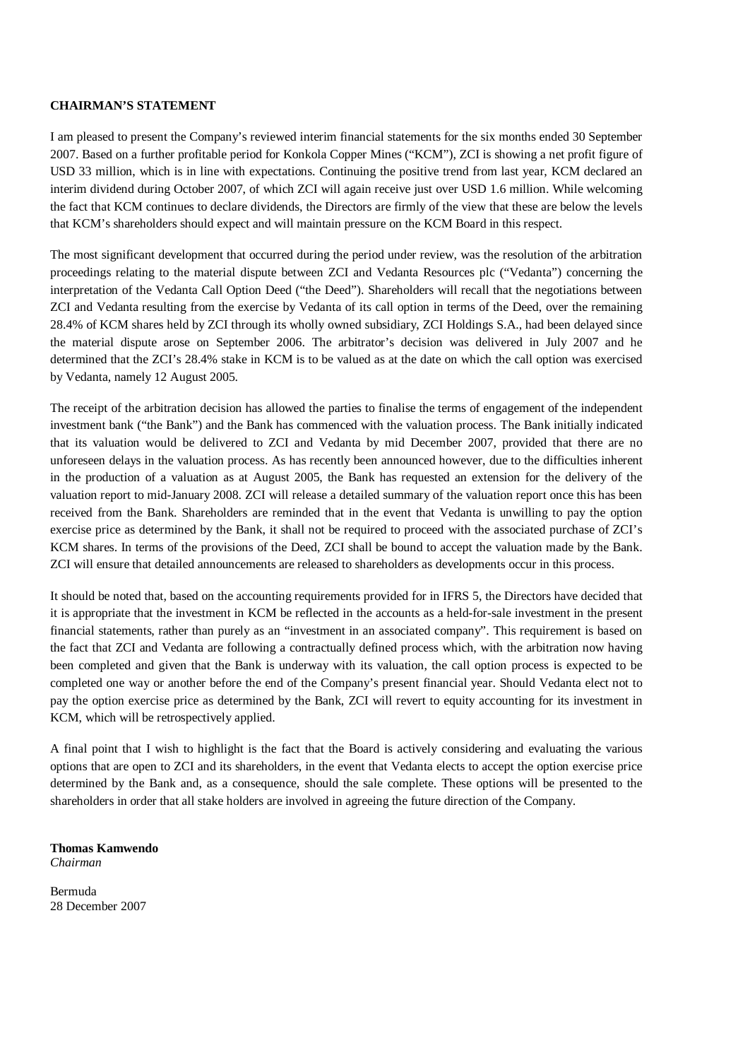**CHAIRMAN'S STATEMENT**

I am pleased to present the Company's reviewed interim financial statements for the six months ended 30 September 2007. Based on a further profitable period for Konkola Copper Mines ("KCM"), ZCI is showing a net profit figure of USD 33 million, which is in line with expectations. Continuing the positive trend from last year, KCM declared an interim dividend during October 2007, of which ZCI will again receive just over USD 1.6 million. While welcoming the fact that KCM continues to declare dividends, the Directors are firmly of the view that these are below the levels that KCM's shareholders should expect and will maintain pressure on the KCM Board in this respect.

The most significant development that occurred during the period under review, was the resolution of the arbitration proceedings relating to the material dispute between ZCI and Vedanta Resources plc ("Vedanta") concerning the interpretation of the Vedanta Call Option Deed ("the Deed"). Shareholders will recall that the negotiations between ZCI and Vedanta resulting from the exercise by Vedanta of its call option in terms of the Deed, over the remaining 28.4% of KCM shares held by ZCI through its wholly owned subsidiary, ZCI Holdings S.A., had been delayed since the material dispute arose on September 2006. The arbitrator's decision was delivered in July 2007 and he determined that the ZCI's 28.4% stake in KCM is to be valued as at the date on which the call option was exercised by Vedanta, namely 12 August 2005.

The receipt of the arbitration decision has allowed the parties to finalise the terms of engagement of the independent investment bank ("the Bank") and the Bank has commenced with the valuation process. The Bank initially indicated that its valuation would be delivered to ZCI and Vedanta by mid December 2007, provided that there are no unforeseen delays in the valuation process. As has recently been announced however, due to the difficulties inherent in the production of a valuation as at August 2005, the Bank has requested an extension for the delivery of the valuation report to mid-January 2008. ZCI will release a detailed summary of the valuation report once this has been received from the Bank. Shareholders are reminded that in the event that Vedanta is unwilling to pay the option exercise price as determined by the Bank, it shall not be required to proceed with the associated purchase of ZCI's KCM shares. In terms of the provisions of the Deed, ZCI shall be bound to accept the valuation made by the Bank. ZCI will ensure that detailed announcements are released to shareholders as developments occur in this process.

It should be noted that, based on the accounting requirements provided for in IFRS 5, the Directors have decided that it is appropriate that the investment in KCM be reflected in the accounts as a held-for-sale investment in the present financial statements, rather than purely as an "investment in an associated company". This requirement is based on the fact that ZCI and Vedanta are following a contractually defined process which, with the arbitration now having been completed and given that the Bank is underway with its valuation, the call option process is expected to be completed one way or another before the end of the Company's present financial year. Should Vedanta elect not to pay the option exercise price as determined by the Bank, ZCI will revert to equity accounting for its investment in KCM, which will be retrospectively applied.

A final point that I wish to highlight is the fact that the Board is actively considering and evaluating the various options that are open to ZCI and its shareholders, in the event that Vedanta elects to accept the option exercise price determined by the Bank and, as a consequence, should the sale complete. These options will be presented to the shareholders in order that all stake holders are involved in agreeing the future direction of the Company.

**Thomas Kamwendo**
*Chairman*

Bermuda
28 December 2007